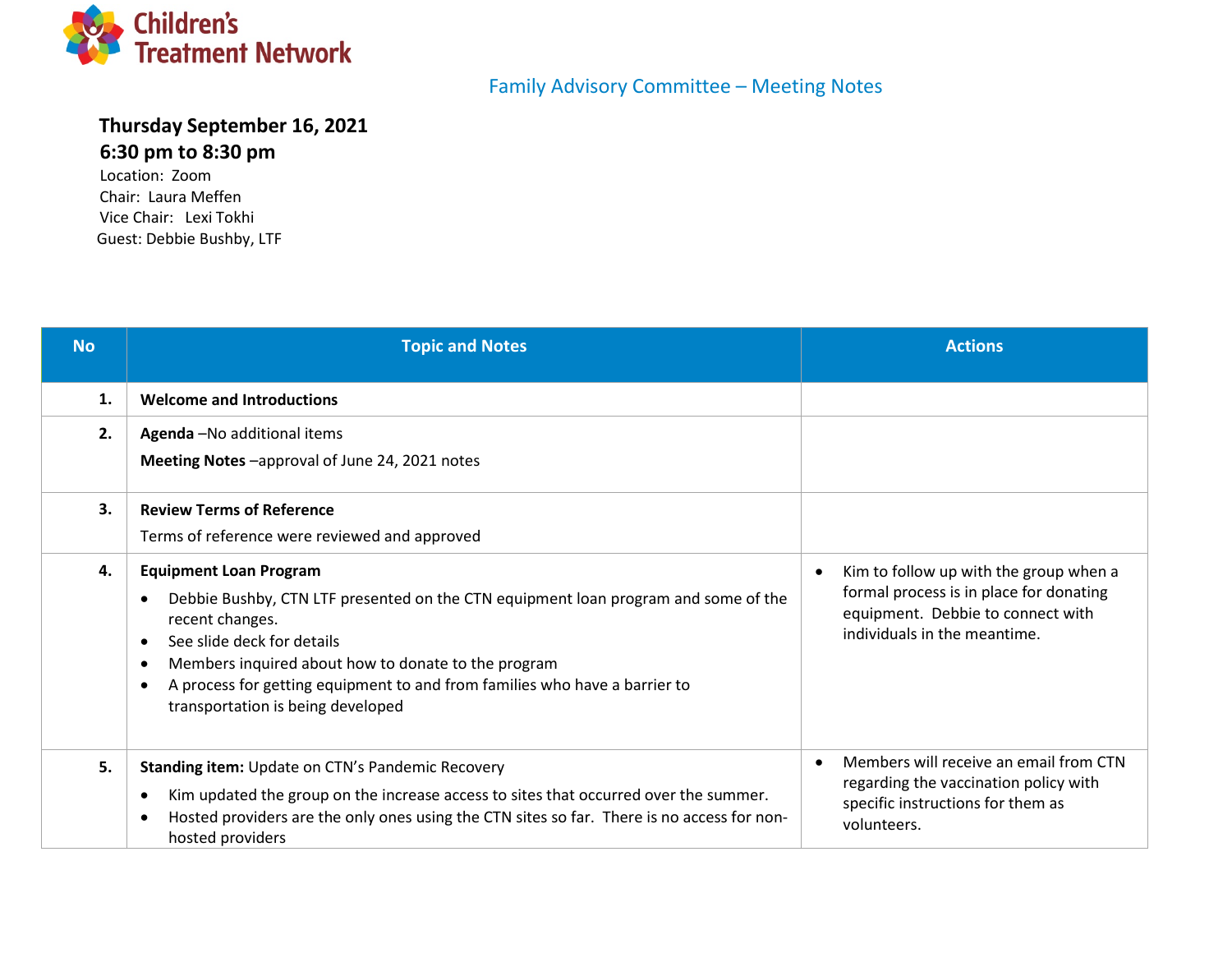Children's Treatment Network

# Family Advisory Committee – Meeting Notes

**Thursday September 16, 2021**

**6:30 pm to 8:30 pm**

Location: Zoom
Chair: Laura Meffen
Vice Chair: Lexi Tokhi
Guest: Debbie Bushby, LTF

| No | Topic and Notes | Actions |
|---|---|---|
| 1. | **Welcome and Introductions** | |
| 2. | **Agenda** –No additional items<br><br>**Meeting Notes** –approval of June 24, 2021 notes | |
| 3. | **Review Terms of Reference**<br><br>Terms of reference were reviewed and approved | |
| 4. | **Equipment Loan Program**<br>• Debbie Bushby, CTN LTF presented on the CTN equipment loan program and some of the recent changes.<br>• See slide deck for details<br>• Members inquired about how to donate to the program<br>• A process for getting equipment to and from families who have a barrier to transportation is being developed | • Kim to follow up with the group when a formal process is in place for donating equipment. Debbie to connect with individuals in the meantime. |
| 5. | **Standing item:** Update on CTN's Pandemic Recovery<br>• Kim updated the group on the increase access to sites that occurred over the summer.<br>• Hosted providers are the only ones using the CTN sites so far. There is no access for non-hosted providers | • Members will receive an email from CTN regarding the vaccination policy with specific instructions for them as volunteers. |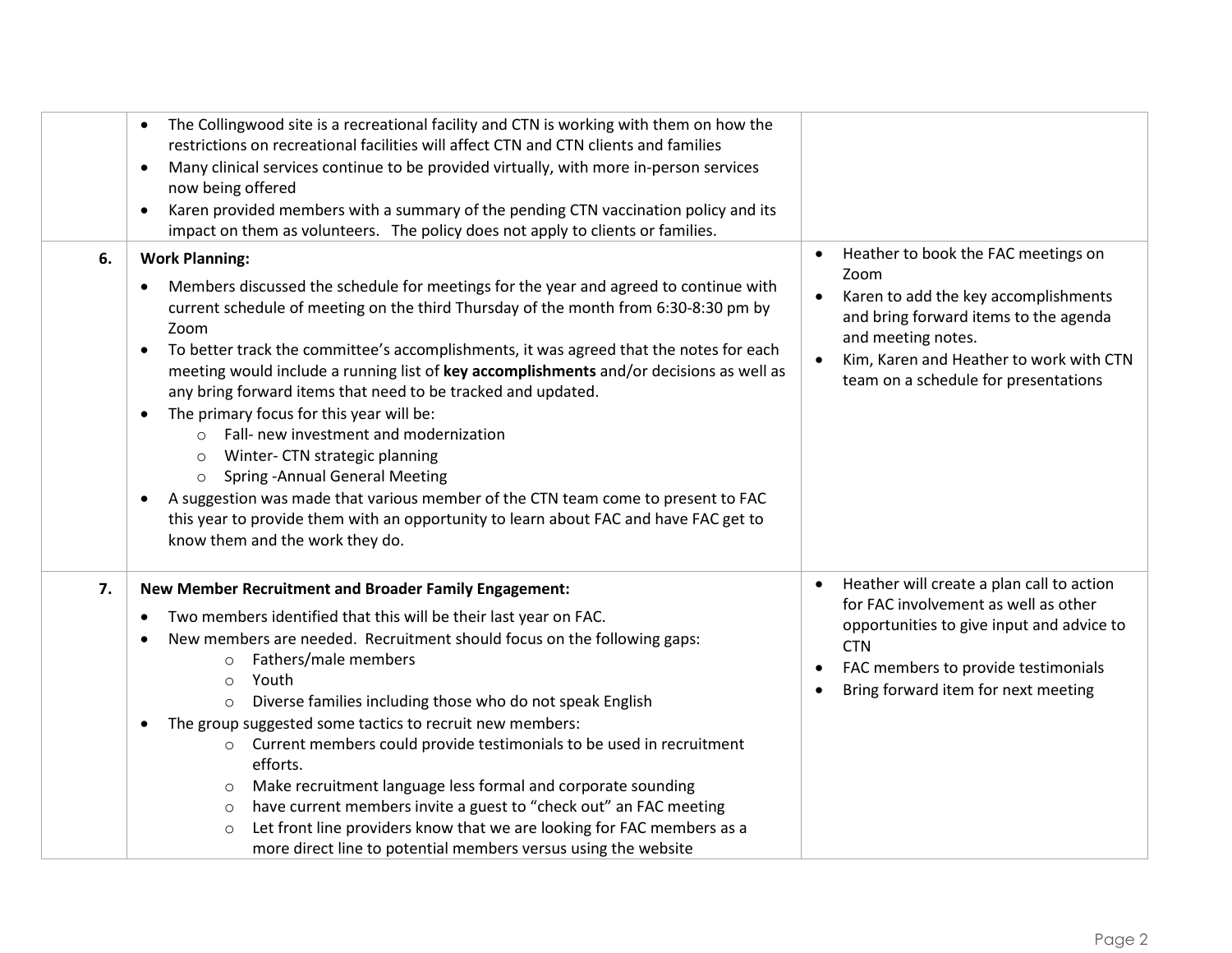| | | |
|---|---|---|
| | • The Collingwood site is a recreational facility and CTN is working with them on how the restrictions on recreational facilities will affect CTN and CTN clients and families<br>• Many clinical services continue to be provided virtually, with more in-person services now being offered<br>• Karen provided members with a summary of the pending CTN vaccination policy and its impact on them as volunteers. The policy does not apply to clients or families. | |
| **6.** | **Work Planning:**<br>• Members discussed the schedule for meetings for the year and agreed to continue with current schedule of meeting on the third Thursday of the month from 6:30-8:30 pm by Zoom<br>• To better track the committee's accomplishments, it was agreed that the notes for each meeting would include a running list of **key accomplishments** and/or decisions as well as any bring forward items that need to be tracked and updated.<br>• The primary focus for this year will be:<br>&nbsp;&nbsp;&nbsp;&nbsp;○ Fall- new investment and modernization<br>&nbsp;&nbsp;&nbsp;&nbsp;○ Winter- CTN strategic planning<br>&nbsp;&nbsp;&nbsp;&nbsp;○ Spring -Annual General Meeting<br>• A suggestion was made that various member of the CTN team come to present to FAC this year to provide them with an opportunity to learn about FAC and have FAC get to know them and the work they do. | • Heather to book the FAC meetings on Zoom<br>• Karen to add the key accomplishments and bring forward items to the agenda and meeting notes.<br>• Kim, Karen and Heather to work with CTN team on a schedule for presentations |
| **7.** | **New Member Recruitment and Broader Family Engagement:**<br>• Two members identified that this will be their last year on FAC.<br>• New members are needed. Recruitment should focus on the following gaps:<br>&nbsp;&nbsp;&nbsp;&nbsp;○ Fathers/male members<br>&nbsp;&nbsp;&nbsp;&nbsp;○ Youth<br>&nbsp;&nbsp;&nbsp;&nbsp;○ Diverse families including those who do not speak English<br>• The group suggested some tactics to recruit new members:<br>&nbsp;&nbsp;&nbsp;&nbsp;○ Current members could provide testimonials to be used in recruitment efforts.<br>&nbsp;&nbsp;&nbsp;&nbsp;○ Make recruitment language less formal and corporate sounding<br>&nbsp;&nbsp;&nbsp;&nbsp;○ have current members invite a guest to "check out" an FAC meeting<br>&nbsp;&nbsp;&nbsp;&nbsp;○ Let front line providers know that we are looking for FAC members as a more direct line to potential members versus using the website | • Heather will create a plan call to action for FAC involvement as well as other opportunities to give input and advice to CTN<br>• FAC members to provide testimonials<br>• Bring forward item for next meeting |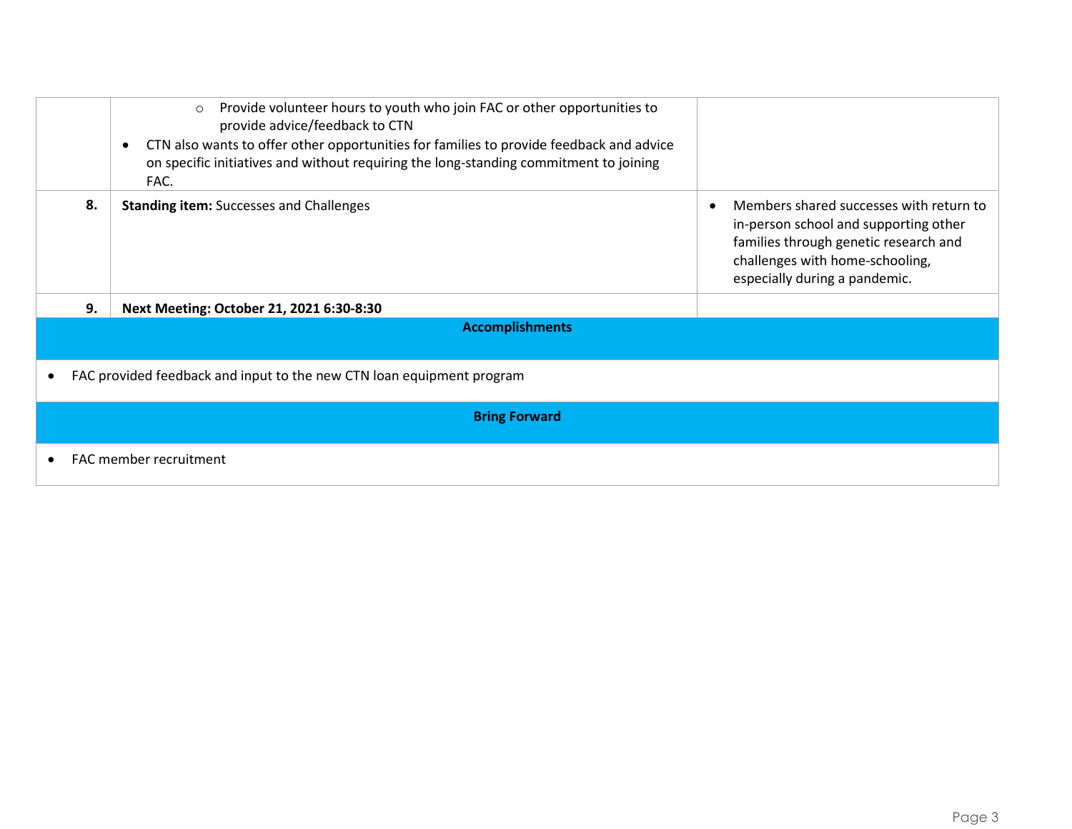| | | |
|---|---|---|
| | ○ Provide volunteer hours to youth who join FAC or other opportunities to provide advice/feedback to CTN<br>• CTN also wants to offer other opportunities for families to provide feedback and advice on specific initiatives and without requiring the long-standing commitment to joining FAC. | |
| **8.** | **Standing item:** Successes and Challenges | • Members shared successes with return to in-person school and supporting other families through genetic research and challenges with home-schooling, especially during a pandemic. |
| **9.** | **Next Meeting: October 21, 2021 6:30-8:30** | |

**Accomplishments**

- FAC provided feedback and input to the new CTN loan equipment program

**Bring Forward**

- FAC member recruitment